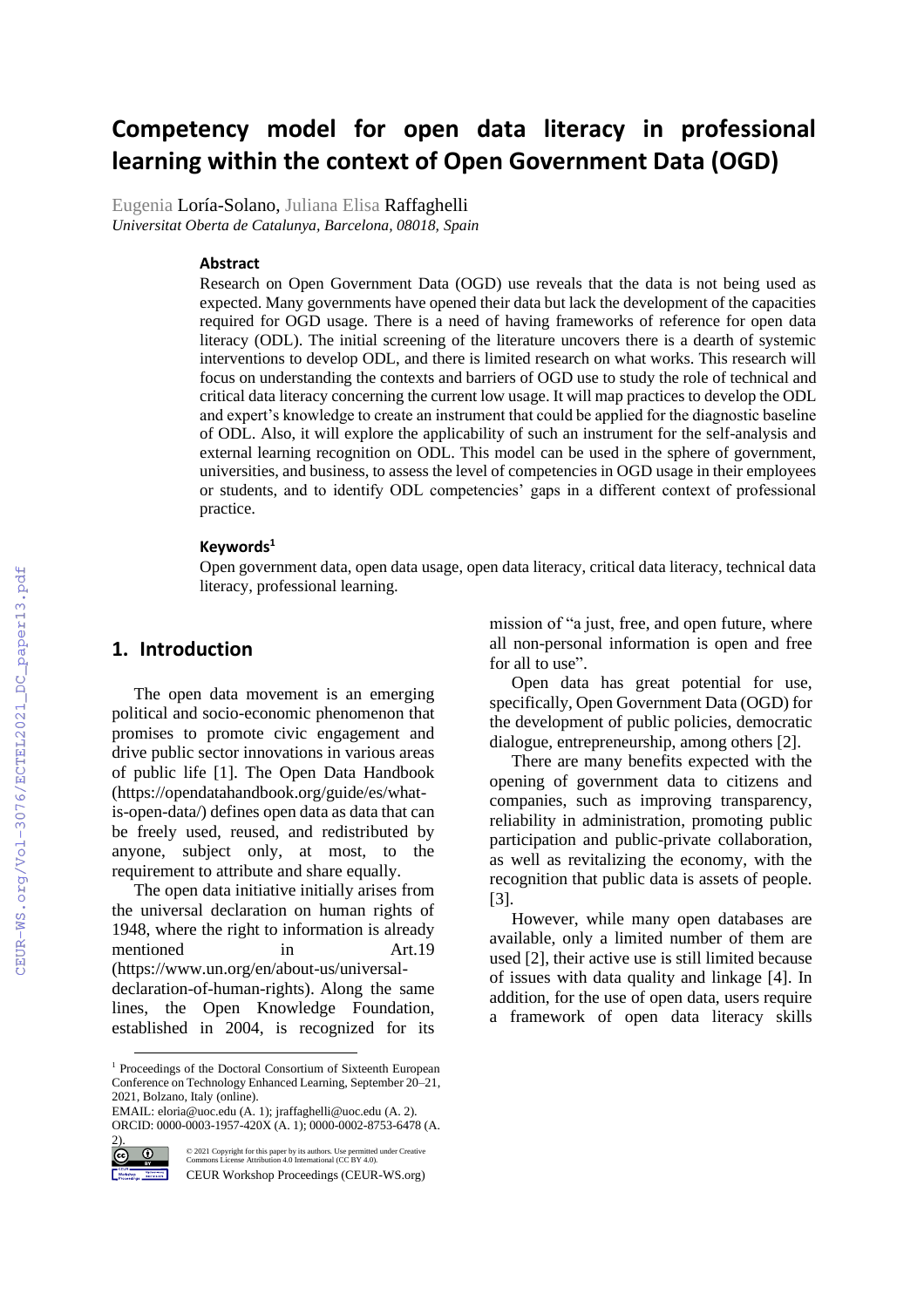# Competency model for open data literacy in professional learning within the context of Open Government Data (OGD)

Eugenia Loría-Solano, Juliana Elisa Raffaghelli

*Universitat Oberta de Catalunya, Barcelona, 08018, Spain*

### Abstract

Research on Open Government Data (OGD) use reveals that the data is not being used as expected. Many governments have opened their data but lack the development of the capacities required for OGD usage. There is a need of having frameworks of reference for open data literacy (ODL). The initial screening of the literature uncovers there is a dearth of systemic interventions to develop ODL, and there is limited research on what works. This research will focus on understanding the contexts and barriers of OGD use to study the role of technical and critical data literacy concerning the current low usage. It will map practices to develop the ODL and expert's knowledge to create an instrument that could be applied for the diagnostic baseline of ODL. Also, it will explore the applicability of such an instrument for the self-analysis and external learning recognition on ODL. This model can be used in the sphere of government, universities, and business, to assess the level of competencies in OGD usage in their employees or students, and to identify ODL competencies' gaps in a different context of professional practice.

### Keywords[1]

Open government data, open data usage, open data literacy, critical data literacy, technical data literacy, professional learning.

## 1. Introduction

The open data movement is an emerging political and socio-economic phenomenon that promises to promote civic engagement and drive public sector innovations in various areas of public life [1]. The Open Data Handbook (https://opendatahandbook.org/guide/es/what-is-open-data/) defines open data as data that can be freely used, reused, and redistributed by anyone, subject only, at most, to the requirement to attribute and share equally.

The open data initiative initially arises from the universal declaration on human rights of 1948, where the right to information is already mentioned in Art.19 (https://www.un.org/en/about-us/universal-declaration-of-human-rights). Along the same lines, the Open Knowledge Foundation, established in 2004, is recognized for its mission of "a just, free, and open future, where all non-personal information is open and free for all to use".

Open data has great potential for use, specifically, Open Government Data (OGD) for the development of public policies, democratic dialogue, entrepreneurship, among others [2].

There are many benefits expected with the opening of government data to citizens and companies, such as improving transparency, reliability in administration, promoting public participation and public-private collaboration, as well as revitalizing the economy, with the recognition that public data is assets of people. [3].

However, while many open databases are available, only a limited number of them are used [2], their active use is still limited because of issues with data quality and linkage [4]. In addition, for the use of open data, users require a framework of open data literacy skills

---

[1] Proceedings of the Doctoral Consortium of Sixteenth European Conference on Technology Enhanced Learning, September 20–21, 2021, Bolzano, Italy (online).

EMAIL: eloria@uoc.edu (A. 1); jraffaghelli@uoc.edu (A. 2).

ORCID: 0000-0003-1957-420X (A. 1); 0000-0002-8753-6478 (A. 2).

© 2021 Copyright for this paper by its authors. Use permitted under Creative Commons License Attribution 4.0 International (CC BY 4.0).

CEUR Workshop Proceedings (CEUR-WS.org)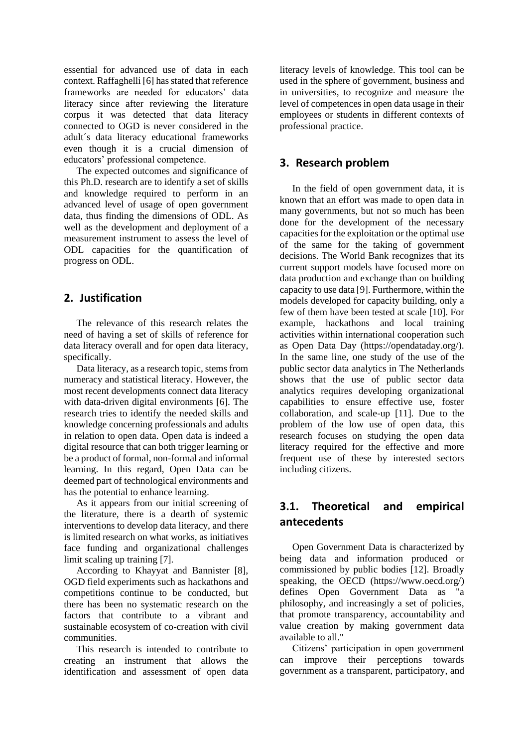essential for advanced use of data in each context. Raffaghelli [6] has stated that reference frameworks are needed for educators' data literacy since after reviewing the literature corpus it was detected that data literacy connected to OGD is never considered in the adult´s data literacy educational frameworks even though it is a crucial dimension of educators' professional competence.

The expected outcomes and significance of this Ph.D. research are to identify a set of skills and knowledge required to perform in an advanced level of usage of open government data, thus finding the dimensions of ODL. As well as the development and deployment of a measurement instrument to assess the level of ODL capacities for the quantification of progress on ODL.

## 2. Justification

The relevance of this research relates the need of having a set of skills of reference for data literacy overall and for open data literacy, specifically.

Data literacy, as a research topic, stems from numeracy and statistical literacy. However, the most recent developments connect data literacy with data-driven digital environments [6]. The research tries to identify the needed skills and knowledge concerning professionals and adults in relation to open data. Open data is indeed a digital resource that can both trigger learning or be a product of formal, non-formal and informal learning. In this regard, Open Data can be deemed part of technological environments and has the potential to enhance learning.

As it appears from our initial screening of the literature, there is a dearth of systemic interventions to develop data literacy, and there is limited research on what works, as initiatives face funding and organizational challenges limit scaling up training [7].

According to Khayyat and Bannister [8], OGD field experiments such as hackathons and competitions continue to be conducted, but there has been no systematic research on the factors that contribute to a vibrant and sustainable ecosystem of co-creation with civil communities.

This research is intended to contribute to creating an instrument that allows the identification and assessment of open data literacy levels of knowledge. This tool can be used in the sphere of government, business and in universities, to recognize and measure the level of competences in open data usage in their employees or students in different contexts of professional practice.

## 3. Research problem

In the field of open government data, it is known that an effort was made to open data in many governments, but not so much has been done for the development of the necessary capacities for the exploitation or the optimal use of the same for the taking of government decisions. The World Bank recognizes that its current support models have focused more on data production and exchange than on building capacity to use data [9]. Furthermore, within the models developed for capacity building, only a few of them have been tested at scale [10]. For example, hackathons and local training activities within international cooperation such as Open Data Day (https://opendataday.org/). In the same line, one study of the use of the public sector data analytics in The Netherlands shows that the use of public sector data analytics requires developing organizational capabilities to ensure effective use, foster collaboration, and scale-up [11]. Due to the problem of the low use of open data, this research focuses on studying the open data literacy required for the effective and more frequent use of these by interested sectors including citizens.

### 3.1. Theoretical and empirical antecedents

Open Government Data is characterized by being data and information produced or commissioned by public bodies [12]. Broadly speaking, the OECD (https://www.oecd.org/) defines Open Government Data as "a philosophy, and increasingly a set of policies, that promote transparency, accountability and value creation by making government data available to all."

Citizens' participation in open government can improve their perceptions towards government as a transparent, participatory, and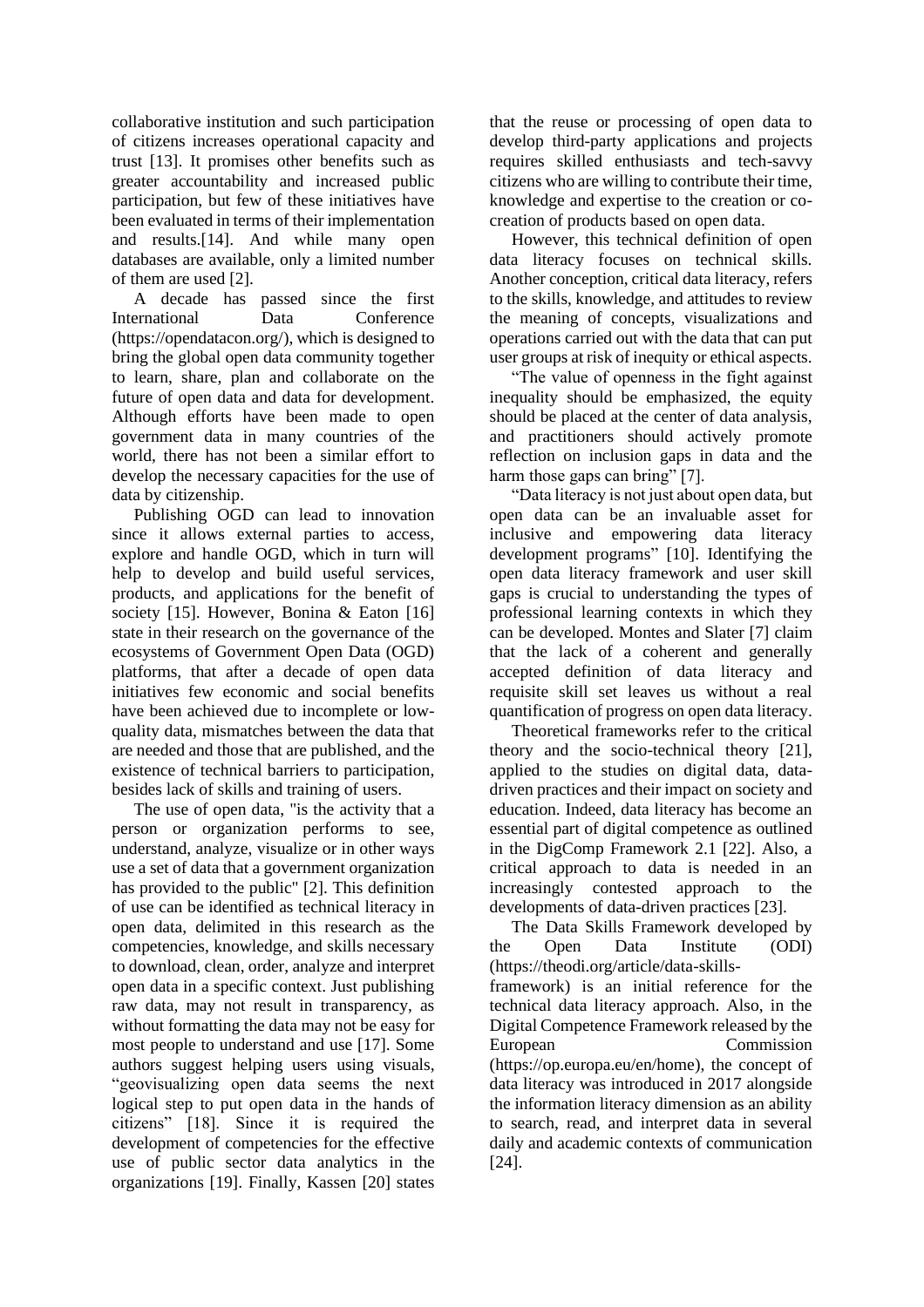collaborative institution and such participation of citizens increases operational capacity and trust [13]. It promises other benefits such as greater accountability and increased public participation, but few of these initiatives have been evaluated in terms of their implementation and results.[14]. And while many open databases are available, only a limited number of them are used [2].

A decade has passed since the first International Data Conference (https://opendatacon.org/), which is designed to bring the global open data community together to learn, share, plan and collaborate on the future of open data and data for development. Although efforts have been made to open government data in many countries of the world, there has not been a similar effort to develop the necessary capacities for the use of data by citizenship.

Publishing OGD can lead to innovation since it allows external parties to access, explore and handle OGD, which in turn will help to develop and build useful services, products, and applications for the benefit of society [15]. However, Bonina & Eaton [16] state in their research on the governance of the ecosystems of Government Open Data (OGD) platforms, that after a decade of open data initiatives few economic and social benefits have been achieved due to incomplete or low-quality data, mismatches between the data that are needed and those that are published, and the existence of technical barriers to participation, besides lack of skills and training of users.

The use of open data, "is the activity that a person or organization performs to see, understand, analyze, visualize or in other ways use a set of data that a government organization has provided to the public" [2]. This definition of use can be identified as technical literacy in open data, delimited in this research as the competencies, knowledge, and skills necessary to download, clean, order, analyze and interpret open data in a specific context. Just publishing raw data, may not result in transparency, as without formatting the data may not be easy for most people to understand and use [17]. Some authors suggest helping users using visuals, "geovisualizing open data seems the next logical step to put open data in the hands of citizens" [18]. Since it is required the development of competencies for the effective use of public sector data analytics in the organizations [19]. Finally, Kassen [20] states that the reuse or processing of open data to develop third-party applications and projects requires skilled enthusiasts and tech-savvy citizens who are willing to contribute their time, knowledge and expertise to the creation or co-creation of products based on open data.

However, this technical definition of open data literacy focuses on technical skills. Another conception, critical data literacy, refers to the skills, knowledge, and attitudes to review the meaning of concepts, visualizations and operations carried out with the data that can put user groups at risk of inequity or ethical aspects.

"The value of openness in the fight against inequality should be emphasized, the equity should be placed at the center of data analysis, and practitioners should actively promote reflection on inclusion gaps in data and the harm those gaps can bring" [7].

"Data literacy is not just about open data, but open data can be an invaluable asset for inclusive and empowering data literacy development programs" [10]. Identifying the open data literacy framework and user skill gaps is crucial to understanding the types of professional learning contexts in which they can be developed. Montes and Slater [7] claim that the lack of a coherent and generally accepted definition of data literacy and requisite skill set leaves us without a real quantification of progress on open data literacy.

Theoretical frameworks refer to the critical theory and the socio-technical theory [21], applied to the studies on digital data, data-driven practices and their impact on society and education. Indeed, data literacy has become an essential part of digital competence as outlined in the DigComp Framework 2.1 [22]. Also, a critical approach to data is needed in an increasingly contested approach to the developments of data-driven practices [23].

The Data Skills Framework developed by the Open Data Institute (ODI) (https://theodi.org/article/data-skills-framework) is an initial reference for the technical data literacy approach. Also, in the Digital Competence Framework released by the European Commission (https://op.europa.eu/en/home), the concept of data literacy was introduced in 2017 alongside the information literacy dimension as an ability to search, read, and interpret data in several daily and academic contexts of communication [24].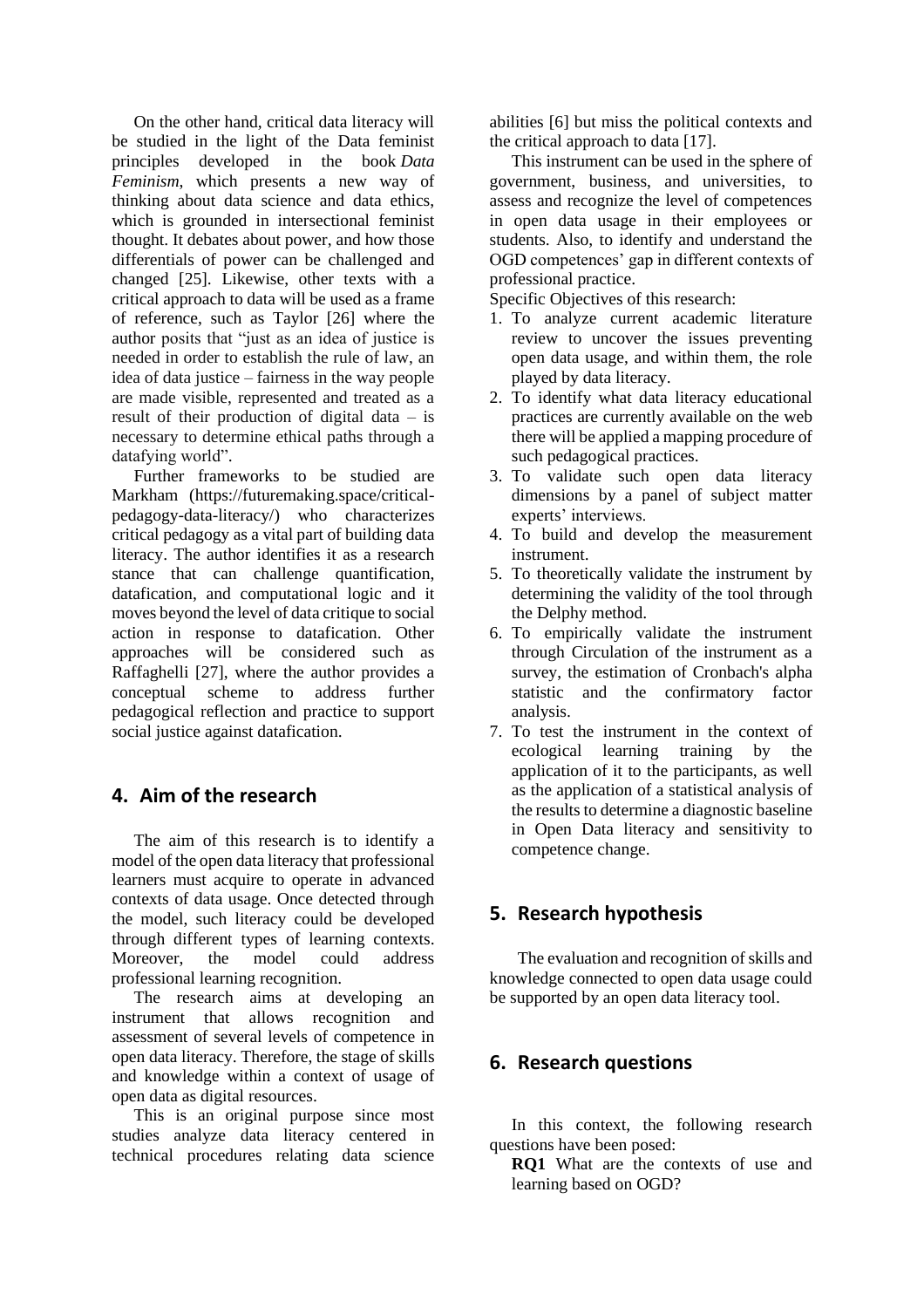On the other hand, critical data literacy will be studied in the light of the Data feminist principles developed in the book *Data Feminism*, which presents a new way of thinking about data science and data ethics, which is grounded in intersectional feminist thought. It debates about power, and how those differentials of power can be challenged and changed [25]. Likewise, other texts with a critical approach to data will be used as a frame of reference, such as Taylor [26] where the author posits that "just as an idea of justice is needed in order to establish the rule of law, an idea of data justice – fairness in the way people are made visible, represented and treated as a result of their production of digital data – is necessary to determine ethical paths through a datafying world".

Further frameworks to be studied are Markham (https://futuremaking.space/critical-pedagogy-data-literacy/) who characterizes critical pedagogy as a vital part of building data literacy. The author identifies it as a research stance that can challenge quantification, datafication, and computational logic and it moves beyond the level of data critique to social action in response to datafication. Other approaches will be considered such as Raffaghelli [27], where the author provides a conceptual scheme to address further pedagogical reflection and practice to support social justice against datafication.

## 4. Aim of the research

The aim of this research is to identify a model of the open data literacy that professional learners must acquire to operate in advanced contexts of data usage. Once detected through the model, such literacy could be developed through different types of learning contexts. Moreover, the model could address professional learning recognition.

The research aims at developing an instrument that allows recognition and assessment of several levels of competence in open data literacy. Therefore, the stage of skills and knowledge within a context of usage of open data as digital resources.

This is an original purpose since most studies analyze data literacy centered in technical procedures relating data science abilities [6] but miss the political contexts and the critical approach to data [17].

This instrument can be used in the sphere of government, business, and universities, to assess and recognize the level of competences in open data usage in their employees or students. Also, to identify and understand the OGD competences' gap in different contexts of professional practice.

Specific Objectives of this research:

1. To analyze current academic literature review to uncover the issues preventing open data usage, and within them, the role played by data literacy.
2. To identify what data literacy educational practices are currently available on the web there will be applied a mapping procedure of such pedagogical practices.
3. To validate such open data literacy dimensions by a panel of subject matter experts' interviews.
4. To build and develop the measurement instrument.
5. To theoretically validate the instrument by determining the validity of the tool through the Delphy method.
6. To empirically validate the instrument through Circulation of the instrument as a survey, the estimation of Cronbach's alpha statistic and the confirmatory factor analysis.
7. To test the instrument in the context of ecological learning training by the application of it to the participants, as well as the application of a statistical analysis of the results to determine a diagnostic baseline in Open Data literacy and sensitivity to competence change.

## 5. Research hypothesis

The evaluation and recognition of skills and knowledge connected to open data usage could be supported by an open data literacy tool.

## 6. Research questions

In this context, the following research questions have been posed:

**RQ1** What are the contexts of use and learning based on OGD?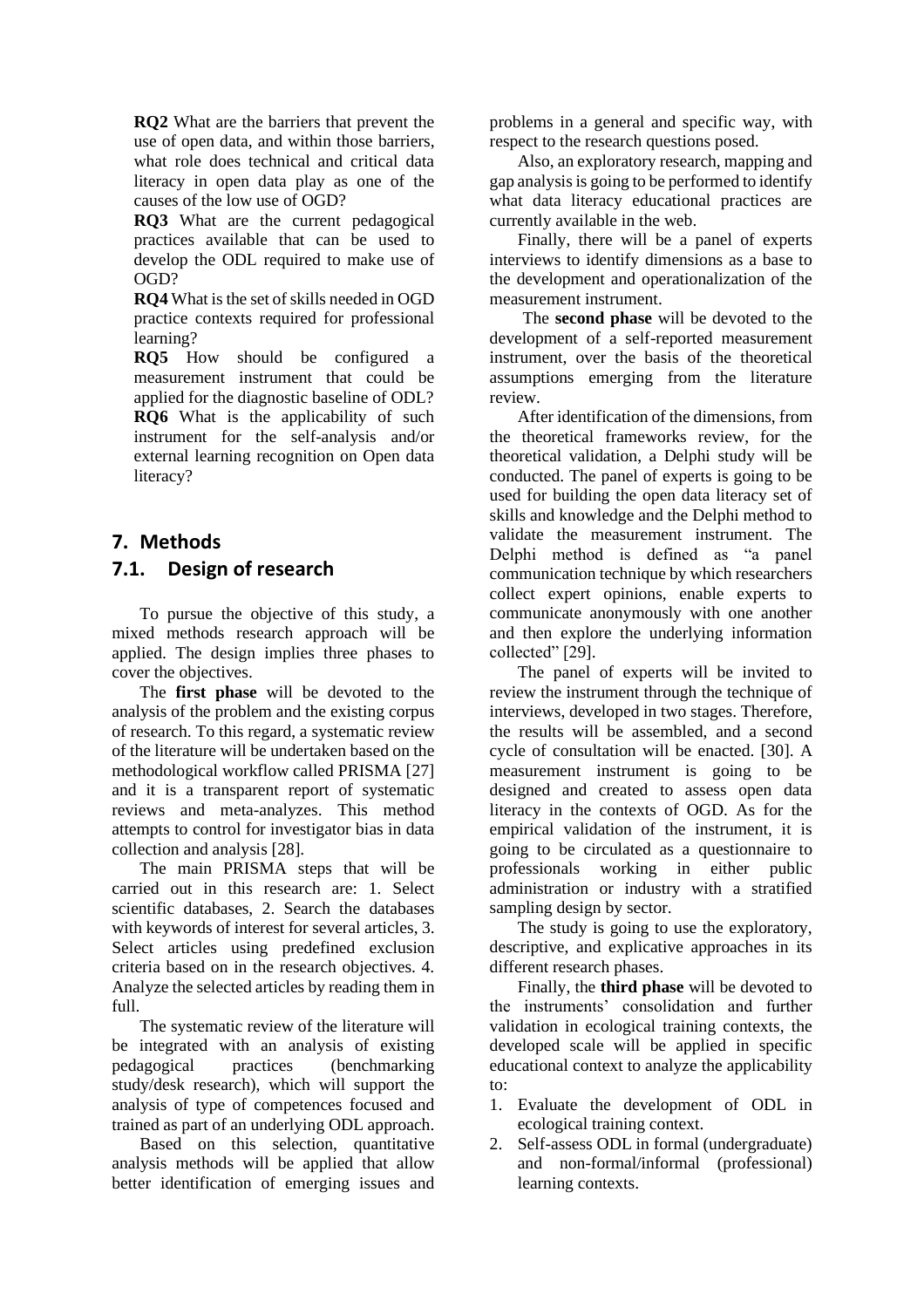**RQ2** What are the barriers that prevent the use of open data, and within those barriers, what role does technical and critical data literacy in open data play as one of the causes of the low use of OGD?

**RQ3** What are the current pedagogical practices available that can be used to develop the ODL required to make use of OGD?

**RQ4** What is the set of skills needed in OGD practice contexts required for professional learning?

**RQ5** How should be configured a measurement instrument that could be applied for the diagnostic baseline of ODL?

**RQ6** What is the applicability of such instrument for the self-analysis and/or external learning recognition on Open data literacy?

## 7. Methods

### 7.1. Design of research

To pursue the objective of this study, a mixed methods research approach will be applied. The design implies three phases to cover the objectives.

The **first phase** will be devoted to the analysis of the problem and the existing corpus of research. To this regard, a systematic review of the literature will be undertaken based on the methodological workflow called PRISMA [27] and it is a transparent report of systematic reviews and meta-analyzes. This method attempts to control for investigator bias in data collection and analysis [28].

The main PRISMA steps that will be carried out in this research are: 1. Select scientific databases, 2. Search the databases with keywords of interest for several articles, 3. Select articles using predefined exclusion criteria based on in the research objectives. 4. Analyze the selected articles by reading them in full.

The systematic review of the literature will be integrated with an analysis of existing pedagogical practices (benchmarking study/desk research), which will support the analysis of type of competences focused and trained as part of an underlying ODL approach.

Based on this selection, quantitative analysis methods will be applied that allow better identification of emerging issues and problems in a general and specific way, with respect to the research questions posed.

Also, an exploratory research, mapping and gap analysis is going to be performed to identify what data literacy educational practices are currently available in the web.

Finally, there will be a panel of experts interviews to identify dimensions as a base to the development and operationalization of the measurement instrument.

The **second phase** will be devoted to the development of a self-reported measurement instrument, over the basis of the theoretical assumptions emerging from the literature review.

After identification of the dimensions, from the theoretical frameworks review, for the theoretical validation, a Delphi study will be conducted. The panel of experts is going to be used for building the open data literacy set of skills and knowledge and the Delphi method to validate the measurement instrument. The Delphi method is defined as "a panel communication technique by which researchers collect expert opinions, enable experts to communicate anonymously with one another and then explore the underlying information collected" [29].

The panel of experts will be invited to review the instrument through the technique of interviews, developed in two stages. Therefore, the results will be assembled, and a second cycle of consultation will be enacted. [30]. A measurement instrument is going to be designed and created to assess open data literacy in the contexts of OGD. As for the empirical validation of the instrument, it is going to be circulated as a questionnaire to professionals working in either public administration or industry with a stratified sampling design by sector.

The study is going to use the exploratory, descriptive, and explicative approaches in its different research phases.

Finally, the **third phase** will be devoted to the instruments' consolidation and further validation in ecological training contexts, the developed scale will be applied in specific educational context to analyze the applicability to:

1. Evaluate the development of ODL in ecological training context.
2. Self-assess ODL in formal (undergraduate) and non-formal/informal (professional) learning contexts.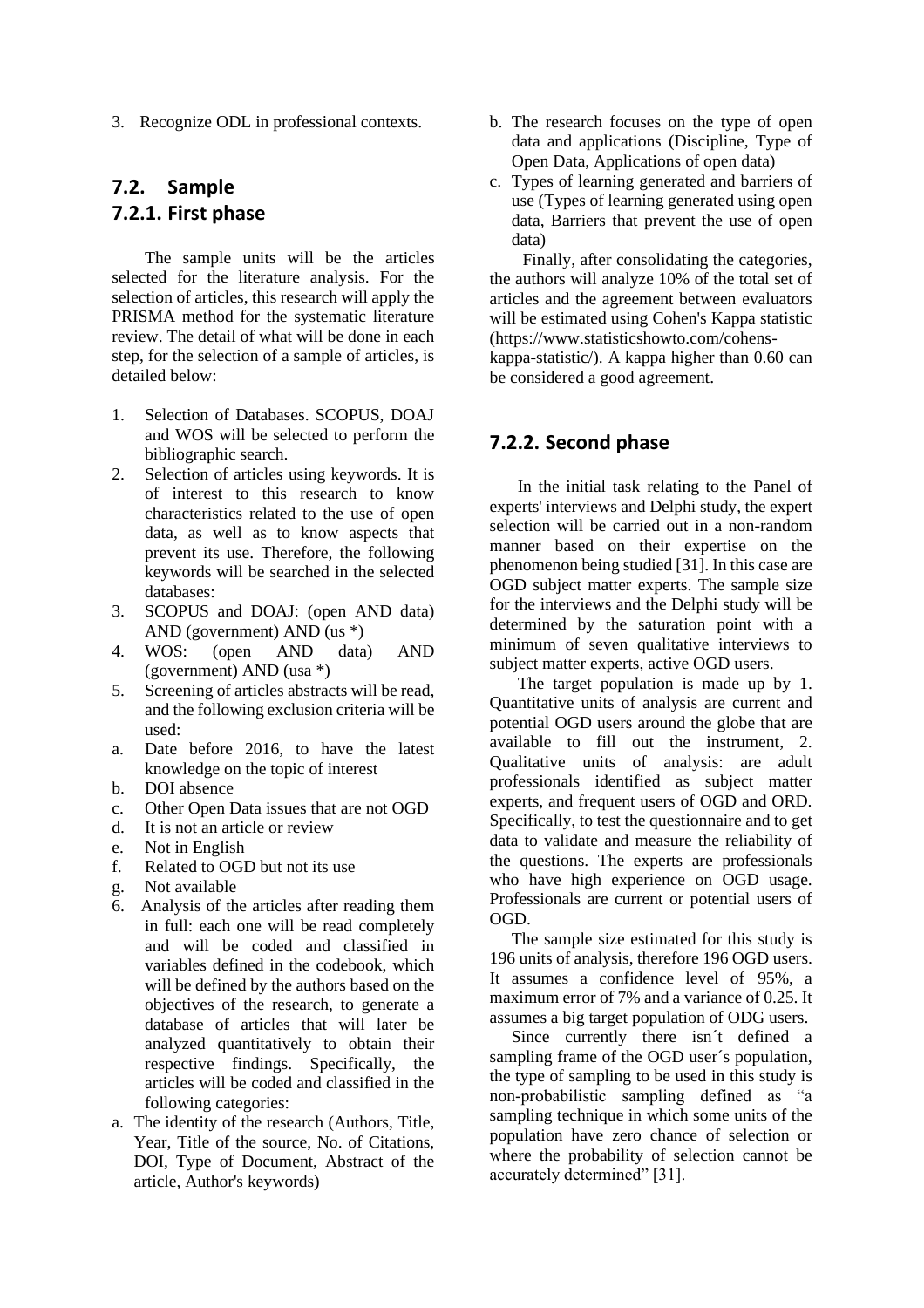3. Recognize ODL in professional contexts.

## 7.2. Sample

### 7.2.1. First phase

The sample units will be the articles selected for the literature analysis. For the selection of articles, this research will apply the PRISMA method for the systematic literature review. The detail of what will be done in each step, for the selection of a sample of articles, is detailed below:

1. Selection of Databases. SCOPUS, DOAJ and WOS will be selected to perform the bibliographic search.
2. Selection of articles using keywords. It is of interest to this research to know characteristics related to the use of open data, as well as to know aspects that prevent its use. Therefore, the following keywords will be searched in the selected databases:
3. SCOPUS and DOAJ: (open AND data) AND (government) AND (us *)
4. WOS: (open AND data) AND (government) AND (usa *)
5. Screening of articles abstracts will be read, and the following exclusion criteria will be used:
   a. Date before 2016, to have the latest knowledge on the topic of interest
   b. DOI absence
   c. Other Open Data issues that are not OGD
   d. It is not an article or review
   e. Not in English
   f. Related to OGD but not its use
   g. Not available
6. Analysis of the articles after reading them in full: each one will be read completely and will be coded and classified in variables defined in the codebook, which will be defined by the authors based on the objectives of the research, to generate a database of articles that will later be analyzed quantitatively to obtain their respective findings. Specifically, the articles will be coded and classified in the following categories:
   a. The identity of the research (Authors, Title, Year, Title of the source, No. of Citations, DOI, Type of Document, Abstract of the article, Author's keywords)
   b. The research focuses on the type of open data and applications (Discipline, Type of Open Data, Applications of open data)
   c. Types of learning generated and barriers of use (Types of learning generated using open data, Barriers that prevent the use of open data)

Finally, after consolidating the categories, the authors will analyze 10% of the total set of articles and the agreement between evaluators will be estimated using Cohen's Kappa statistic (https://www.statisticshowto.com/cohens-kappa-statistic/). A kappa higher than 0.60 can be considered a good agreement.

### 7.2.2. Second phase

In the initial task relating to the Panel of experts' interviews and Delphi study, the expert selection will be carried out in a non-random manner based on their expertise on the phenomenon being studied [31]. In this case are OGD subject matter experts. The sample size for the interviews and the Delphi study will be determined by the saturation point with a minimum of seven qualitative interviews to subject matter experts, active OGD users.

The target population is made up by 1. Quantitative units of analysis are current and potential OGD users around the globe that are available to fill out the instrument, 2. Qualitative units of analysis: are adult professionals identified as subject matter experts, and frequent users of OGD and ORD. Specifically, to test the questionnaire and to get data to validate and measure the reliability of the questions. The experts are professionals who have high experience on OGD usage. Professionals are current or potential users of OGD.

The sample size estimated for this study is 196 units of analysis, therefore 196 OGD users. It assumes a confidence level of 95%, a maximum error of 7% and a variance of 0.25. It assumes a big target population of ODG users.

Since currently there isn´t defined a sampling frame of the OGD user´s population, the type of sampling to be used in this study is non-probabilistic sampling defined as "a sampling technique in which some units of the population have zero chance of selection or where the probability of selection cannot be accurately determined" [31].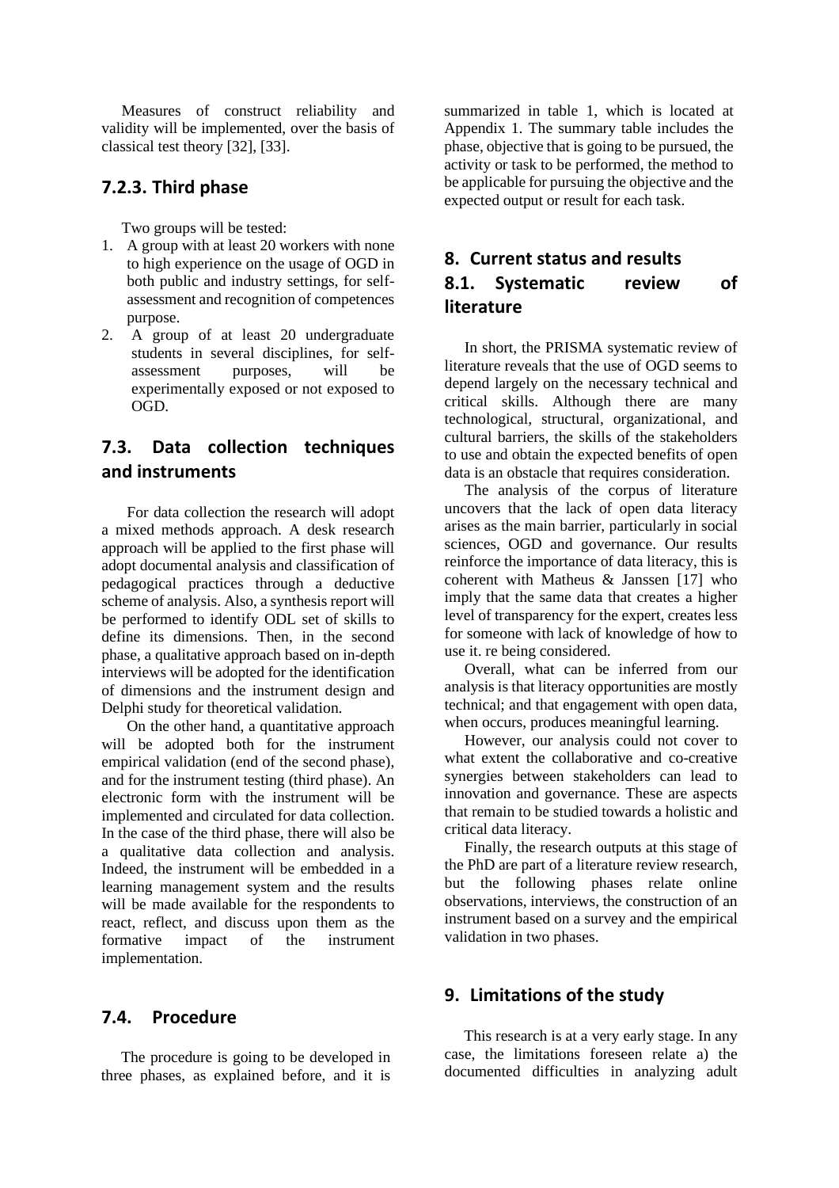Measures of construct reliability and validity will be implemented, over the basis of classical test theory [32], [33].

### 7.2.3. Third phase

Two groups will be tested:

1. A group with at least 20 workers with none to high experience on the usage of OGD in both public and industry settings, for self-assessment and recognition of competences purpose.
2. A group of at least 20 undergraduate students in several disciplines, for self-assessment purposes, will be experimentally exposed or not exposed to OGD.

## 7.3. Data collection techniques and instruments

For data collection the research will adopt a mixed methods approach. A desk research approach will be applied to the first phase will adopt documental analysis and classification of pedagogical practices through a deductive scheme of analysis. Also, a synthesis report will be performed to identify ODL set of skills to define its dimensions. Then, in the second phase, a qualitative approach based on in-depth interviews will be adopted for the identification of dimensions and the instrument design and Delphi study for theoretical validation.

On the other hand, a quantitative approach will be adopted both for the instrument empirical validation (end of the second phase), and for the instrument testing (third phase). An electronic form with the instrument will be implemented and circulated for data collection. In the case of the third phase, there will also be a qualitative data collection and analysis. Indeed, the instrument will be embedded in a learning management system and the results will be made available for the respondents to react, reflect, and discuss upon them as the formative impact of the instrument implementation.

## 7.4. Procedure

The procedure is going to be developed in three phases, as explained before, and it is summarized in table 1, which is located at Appendix 1. The summary table includes the phase, objective that is going to be pursued, the activity or task to be performed, the method to be applicable for pursuing the objective and the expected output or result for each task.

# 8. Current status and results

## 8.1. Systematic review of literature

In short, the PRISMA systematic review of literature reveals that the use of OGD seems to depend largely on the necessary technical and critical skills. Although there are many technological, structural, organizational, and cultural barriers, the skills of the stakeholders to use and obtain the expected benefits of open data is an obstacle that requires consideration.

The analysis of the corpus of literature uncovers that the lack of open data literacy arises as the main barrier, particularly in social sciences, OGD and governance. Our results reinforce the importance of data literacy, this is coherent with Matheus & Janssen [17] who imply that the same data that creates a higher level of transparency for the expert, creates less for someone with lack of knowledge of how to use it. re being considered.

Overall, what can be inferred from our analysis is that literacy opportunities are mostly technical; and that engagement with open data, when occurs, produces meaningful learning.

However, our analysis could not cover to what extent the collaborative and co-creative synergies between stakeholders can lead to innovation and governance. These are aspects that remain to be studied towards a holistic and critical data literacy.

Finally, the research outputs at this stage of the PhD are part of a literature review research, but the following phases relate online observations, interviews, the construction of an instrument based on a survey and the empirical validation in two phases.

# 9. Limitations of the study

This research is at a very early stage. In any case, the limitations foreseen relate a) the documented difficulties in analyzing adult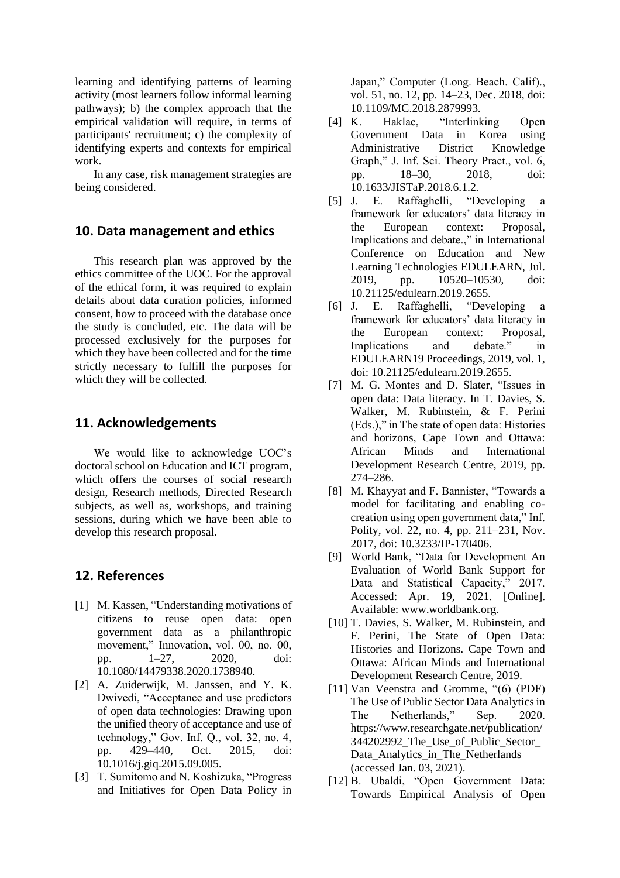learning and identifying patterns of learning activity (most learners follow informal learning pathways); b) the complex approach that the empirical validation will require, in terms of participants' recruitment; c) the complexity of identifying experts and contexts for empirical work.

In any case, risk management strategies are being considered.

## 10. Data management and ethics

This research plan was approved by the ethics committee of the UOC. For the approval of the ethical form, it was required to explain details about data curation policies, informed consent, how to proceed with the database once the study is concluded, etc. The data will be processed exclusively for the purposes for which they have been collected and for the time strictly necessary to fulfill the purposes for which they will be collected.

## 11. Acknowledgements

We would like to acknowledge UOC's doctoral school on Education and ICT program, which offers the courses of social research design, Research methods, Directed Research subjects, as well as, workshops, and training sessions, during which we have been able to develop this research proposal.

## 12. References

[1] M. Kassen, "Understanding motivations of citizens to reuse open data: open government data as a philanthropic movement," Innovation, vol. 00, no. 00, pp. 1–27, 2020, doi: 10.1080/14479338.2020.1738940.

[2] A. Zuiderwijk, M. Janssen, and Y. K. Dwivedi, "Acceptance and use predictors of open data technologies: Drawing upon the unified theory of acceptance and use of technology," Gov. Inf. Q., vol. 32, no. 4, pp. 429–440, Oct. 2015, doi: 10.1016/j.giq.2015.09.005.

[3] T. Sumitomo and N. Koshizuka, "Progress and Initiatives for Open Data Policy in Japan," Computer (Long. Beach. Calif)., vol. 51, no. 12, pp. 14–23, Dec. 2018, doi: 10.1109/MC.2018.2879993.

[4] K. Haklae, "Interlinking Open Government Data in Korea using Administrative District Knowledge Graph," J. Inf. Sci. Theory Pract., vol. 6, pp. 18–30, 2018, doi: 10.1633/JISTaP.2018.6.1.2.

[5] J. E. Raffaghelli, "Developing a framework for educators' data literacy in the European context: Proposal, Implications and debate.," in International Conference on Education and New Learning Technologies EDULEARN, Jul. 2019, pp. 10520–10530, doi: 10.21125/edulearn.2019.2655.

[6] J. E. Raffaghelli, "Developing a framework for educators' data literacy in the European context: Proposal, Implications and debate." in EDULEARN19 Proceedings, 2019, vol. 1, doi: 10.21125/edulearn.2019.2655.

[7] M. G. Montes and D. Slater, "Issues in open data: Data literacy. In T. Davies, S. Walker, M. Rubinstein, & F. Perini (Eds.)," in The state of open data: Histories and horizons, Cape Town and Ottawa: African Minds and International Development Research Centre, 2019, pp. 274–286.

[8] M. Khayyat and F. Bannister, "Towards a model for facilitating and enabling co-creation using open government data," Inf. Polity, vol. 22, no. 4, pp. 211–231, Nov. 2017, doi: 10.3233/IP-170406.

[9] World Bank, "Data for Development An Evaluation of World Bank Support for Data and Statistical Capacity," 2017. Accessed: Apr. 19, 2021. [Online]. Available: www.worldbank.org.

[10] T. Davies, S. Walker, M. Rubinstein, and F. Perini, The State of Open Data: Histories and Horizons. Cape Town and Ottawa: African Minds and International Development Research Centre, 2019.

[11] Van Veenstra and Gromme, "(6) (PDF) The Use of Public Sector Data Analytics in The Netherlands," Sep. 2020. https://www.researchgate.net/publication/344202992_The_Use_of_Public_Sector_Data_Analytics_in_The_Netherlands (accessed Jan. 03, 2021).

[12] B. Ubaldi, "Open Government Data: Towards Empirical Analysis of Open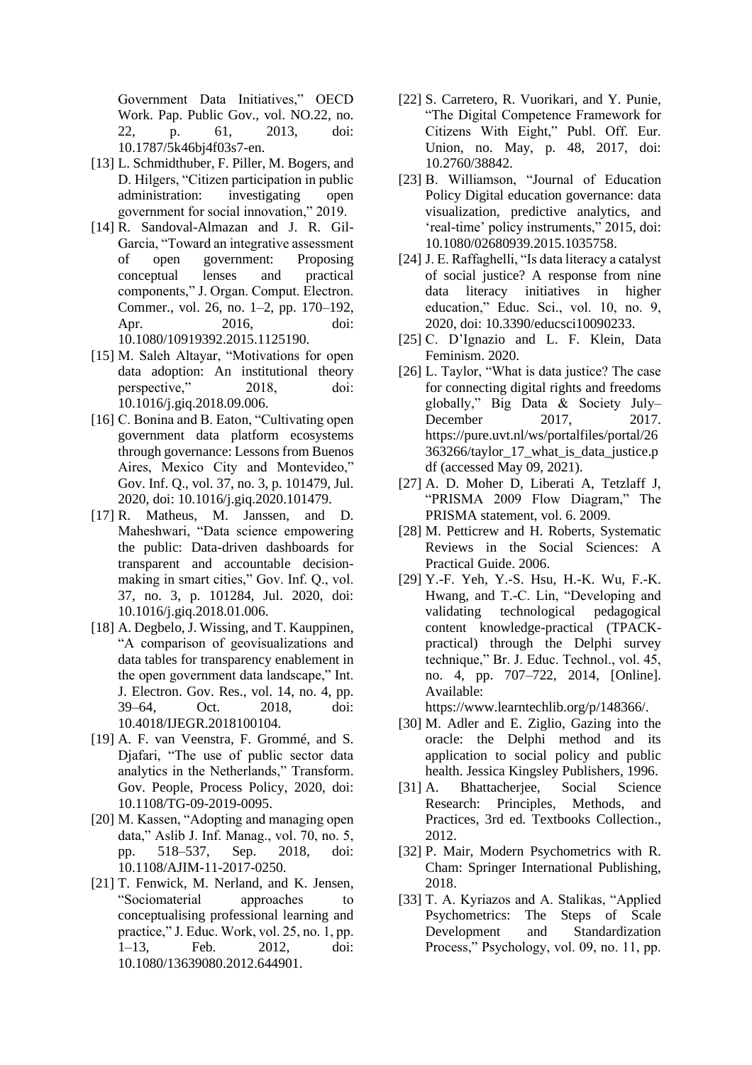Government Data Initiatives," OECD Work. Pap. Public Gov., vol. NO.22, no. 22, p. 61, 2013, doi: 10.1787/5k46bj4f03s7-en.

[13] L. Schmidthuber, F. Piller, M. Bogers, and D. Hilgers, "Citizen participation in public administration: investigating open government for social innovation," 2019.

[14] R. Sandoval-Almazan and J. R. Gil-Garcia, "Toward an integrative assessment of open government: Proposing conceptual lenses and practical components," J. Organ. Comput. Electron. Commer., vol. 26, no. 1–2, pp. 170–192, Apr. 2016, doi: 10.1080/10919392.2015.1125190.

[15] M. Saleh Altayar, "Motivations for open data adoption: An institutional theory perspective," 2018, doi: 10.1016/j.giq.2018.09.006.

[16] C. Bonina and B. Eaton, "Cultivating open government data platform ecosystems through governance: Lessons from Buenos Aires, Mexico City and Montevideo," Gov. Inf. Q., vol. 37, no. 3, p. 101479, Jul. 2020, doi: 10.1016/j.giq.2020.101479.

[17] R. Matheus, M. Janssen, and D. Maheshwari, "Data science empowering the public: Data-driven dashboards for transparent and accountable decision-making in smart cities," Gov. Inf. Q., vol. 37, no. 3, p. 101284, Jul. 2020, doi: 10.1016/j.giq.2018.01.006.

[18] A. Degbelo, J. Wissing, and T. Kauppinen, "A comparison of geovisualizations and data tables for transparency enablement in the open government data landscape," Int. J. Electron. Gov. Res., vol. 14, no. 4, pp. 39–64, Oct. 2018, doi: 10.4018/IJEGR.2018100104.

[19] A. F. van Veenstra, F. Grommé, and S. Djafari, "The use of public sector data analytics in the Netherlands," Transform. Gov. People, Process Policy, 2020, doi: 10.1108/TG-09-2019-0095.

[20] M. Kassen, "Adopting and managing open data," Aslib J. Inf. Manag., vol. 70, no. 5, pp. 518–537, Sep. 2018, doi: 10.1108/AJIM-11-2017-0250.

[21] T. Fenwick, M. Nerland, and K. Jensen, "Sociomaterial approaches to conceptualising professional learning and practice," J. Educ. Work, vol. 25, no. 1, pp. 1–13, Feb. 2012, doi: 10.1080/13639080.2012.644901.

[22] S. Carretero, R. Vuorikari, and Y. Punie, "The Digital Competence Framework for Citizens With Eight," Publ. Off. Eur. Union, no. May, p. 48, 2017, doi: 10.2760/38842.

[23] B. Williamson, "Journal of Education Policy Digital education governance: data visualization, predictive analytics, and 'real-time' policy instruments," 2015, doi: 10.1080/02680939.2015.1035758.

[24] J. E. Raffaghelli, "Is data literacy a catalyst of social justice? A response from nine data literacy initiatives in higher education," Educ. Sci., vol. 10, no. 9, 2020, doi: 10.3390/educsci10090233.

[25] C. D'Ignazio and L. F. Klein, Data Feminism. 2020.

[26] L. Taylor, "What is data justice? The case for connecting digital rights and freedoms globally," Big Data & Society July–December 2017, 2017. https://pure.uvt.nl/ws/portalfiles/portal/26363266/taylor_17_what_is_data_justice.pdf (accessed May 09, 2021).

[27] A. D. Moher D, Liberati A, Tetzlaff J, "PRISMA 2009 Flow Diagram," The PRISMA statement, vol. 6. 2009.

[28] M. Petticrew and H. Roberts, Systematic Reviews in the Social Sciences: A Practical Guide. 2006.

[29] Y.-F. Yeh, Y.-S. Hsu, H.-K. Wu, F.-K. Hwang, and T.-C. Lin, "Developing and validating technological pedagogical content knowledge-practical (TPACK-practical) through the Delphi survey technique," Br. J. Educ. Technol., vol. 45, no. 4, pp. 707–722, 2014, [Online]. Available: https://www.learntechlib.org/p/148366/.

[30] M. Adler and E. Ziglio, Gazing into the oracle: the Delphi method and its application to social policy and public health. Jessica Kingsley Publishers, 1996.

[31] A. Bhattacherjee, Social Science Research: Principles, Methods, and Practices, 3rd ed. Textbooks Collection., 2012.

[32] P. Mair, Modern Psychometrics with R. Cham: Springer International Publishing, 2018.

[33] T. A. Kyriazos and A. Stalikas, "Applied Psychometrics: The Steps of Scale Development and Standardization Process," Psychology, vol. 09, no. 11, pp.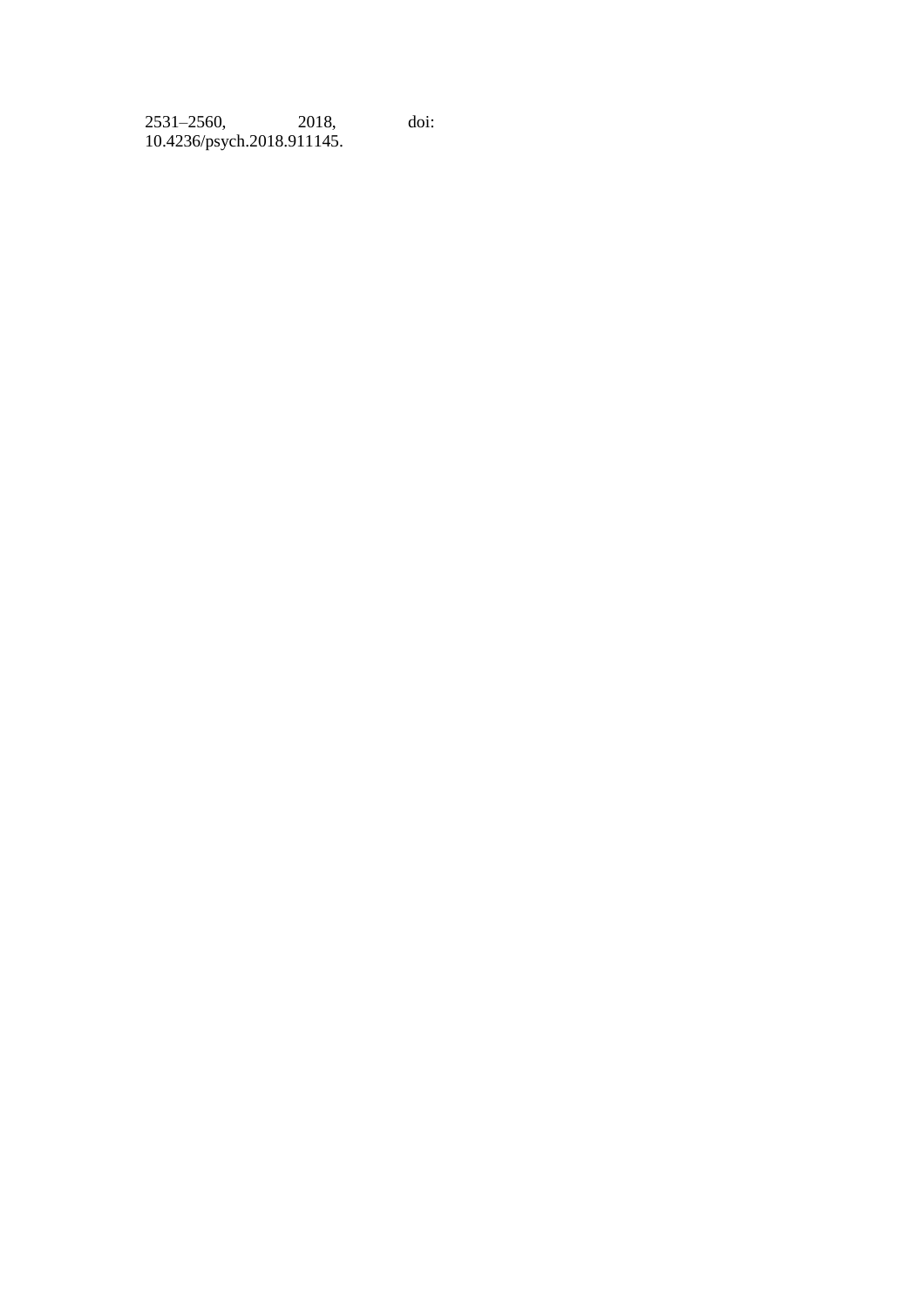2531–2560, 2018, doi: 10.4236/psych.2018.911145.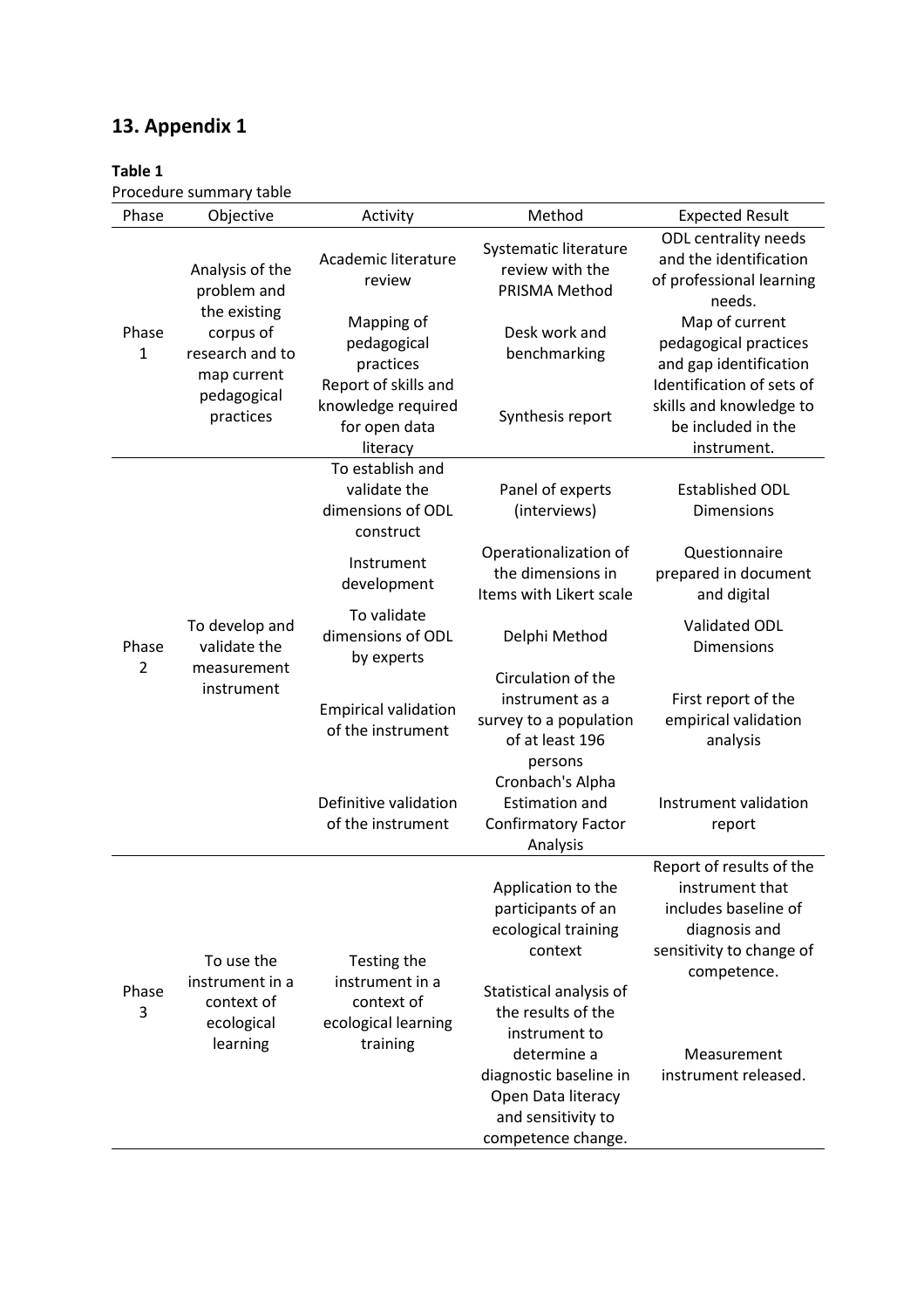## 13. Appendix 1

**Table 1**

Procedure summary table

| Phase | Objective | Activity | Method | Expected Result |
|---|---|---|---|---|
| Phase 1 | Analysis of the problem and the existing corpus of research and to map current pedagogical practices | Academic literature review | Systematic literature review with the PRISMA Method | ODL centrality needs and the identification of professional learning needs. |
| | | Mapping of pedagogical practices | Desk work and benchmarking | Map of current pedagogical practices and gap identification |
| | | Report of skills and knowledge required for open data literacy | Synthesis report | Identification of sets of skills and knowledge to be included in the instrument. |
| Phase 2 | To develop and validate the measurement instrument | To establish and validate the dimensions of ODL construct | Panel of experts (interviews) | Established ODL Dimensions |
| | | Instrument development | Operationalization of the dimensions in Items with Likert scale | Questionnaire prepared in document and digital |
| | | To validate dimensions of ODL by experts | Delphi Method | Validated ODL Dimensions |
| | | Empirical validation of the instrument | Circulation of the instrument as a survey to a population of at least 196 persons | First report of the empirical validation analysis |
| | | Definitive validation of the instrument | Cronbach's Alpha Estimation and Confirmatory Factor Analysis | Instrument validation report |
| Phase 3 | To use the instrument in a context of ecological learning | Testing the instrument in a context of ecological learning training | Application to the participants of an ecological training context | Report of results of the instrument that includes baseline of diagnosis and sensitivity to change of competence. |
| | | | Statistical analysis of the results of the instrument to determine a diagnostic baseline in Open Data literacy and sensitivity to competence change. | Measurement instrument released. |